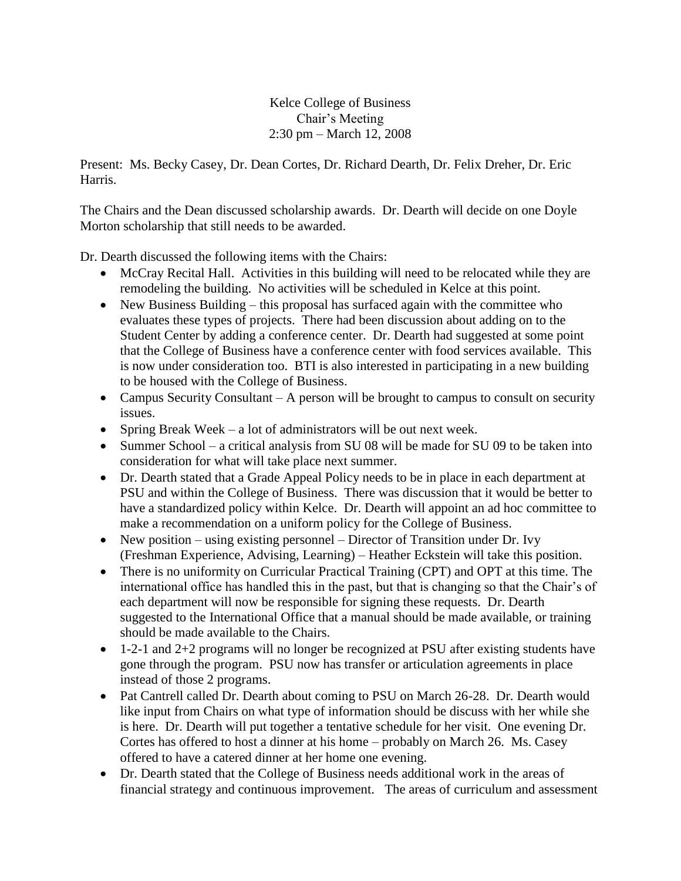Kelce College of Business
Chair's Meeting
2:30 pm – March 12, 2008

Present: Ms. Becky Casey, Dr. Dean Cortes, Dr. Richard Dearth, Dr. Felix Dreher, Dr. Eric Harris.

The Chairs and the Dean discussed scholarship awards. Dr. Dearth will decide on one Doyle Morton scholarship that still needs to be awarded.

Dr. Dearth discussed the following items with the Chairs:

- McCray Recital Hall. Activities in this building will need to be relocated while they are remodeling the building. No activities will be scheduled in Kelce at this point.
- New Business Building – this proposal has surfaced again with the committee who evaluates these types of projects. There had been discussion about adding on to the Student Center by adding a conference center. Dr. Dearth had suggested at some point that the College of Business have a conference center with food services available. This is now under consideration too. BTI is also interested in participating in a new building to be housed with the College of Business.
- Campus Security Consultant – A person will be brought to campus to consult on security issues.
- Spring Break Week – a lot of administrators will be out next week.
- Summer School – a critical analysis from SU 08 will be made for SU 09 to be taken into consideration for what will take place next summer.
- Dr. Dearth stated that a Grade Appeal Policy needs to be in place in each department at PSU and within the College of Business. There was discussion that it would be better to have a standardized policy within Kelce. Dr. Dearth will appoint an ad hoc committee to make a recommendation on a uniform policy for the College of Business.
- New position – using existing personnel – Director of Transition under Dr. Ivy (Freshman Experience, Advising, Learning) – Heather Eckstein will take this position.
- There is no uniformity on Curricular Practical Training (CPT) and OPT at this time. The international office has handled this in the past, but that is changing so that the Chair's of each department will now be responsible for signing these requests. Dr. Dearth suggested to the International Office that a manual should be made available, or training should be made available to the Chairs.
- 1-2-1 and 2+2 programs will no longer be recognized at PSU after existing students have gone through the program. PSU now has transfer or articulation agreements in place instead of those 2 programs.
- Pat Cantrell called Dr. Dearth about coming to PSU on March 26-28. Dr. Dearth would like input from Chairs on what type of information should be discuss with her while she is here. Dr. Dearth will put together a tentative schedule for her visit. One evening Dr. Cortes has offered to host a dinner at his home – probably on March 26. Ms. Casey offered to have a catered dinner at her home one evening.
- Dr. Dearth stated that the College of Business needs additional work in the areas of financial strategy and continuous improvement. The areas of curriculum and assessment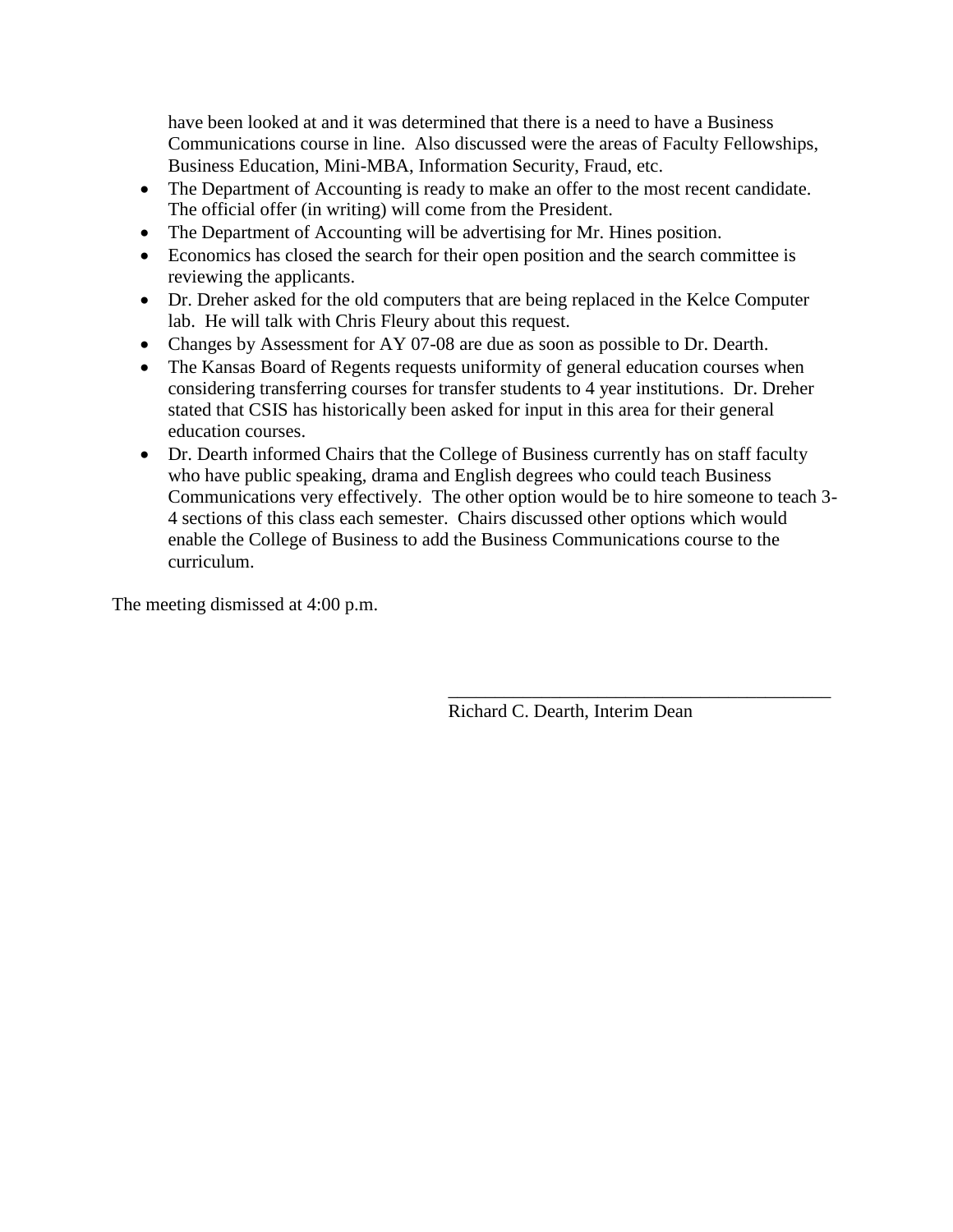have been looked at and it was determined that there is a need to have a Business Communications course in line. Also discussed were the areas of Faculty Fellowships, Business Education, Mini-MBA, Information Security, Fraud, etc.

- The Department of Accounting is ready to make an offer to the most recent candidate. The official offer (in writing) will come from the President.
- The Department of Accounting will be advertising for Mr. Hines position.
- Economics has closed the search for their open position and the search committee is reviewing the applicants.
- Dr. Dreher asked for the old computers that are being replaced in the Kelce Computer lab. He will talk with Chris Fleury about this request.
- Changes by Assessment for AY 07-08 are due as soon as possible to Dr. Dearth.
- The Kansas Board of Regents requests uniformity of general education courses when considering transferring courses for transfer students to 4 year institutions. Dr. Dreher stated that CSIS has historically been asked for input in this area for their general education courses.
- Dr. Dearth informed Chairs that the College of Business currently has on staff faculty who have public speaking, drama and English degrees who could teach Business Communications very effectively. The other option would be to hire someone to teach 3-4 sections of this class each semester. Chairs discussed other options which would enable the College of Business to add the Business Communications course to the curriculum.

The meeting dismissed at 4:00 p.m.

\_\_\_\_\_\_\_\_\_\_\_\_\_\_\_\_\_\_\_\_\_\_\_\_\_\_\_\_\_\_\_\_\_\_\_\_\_\_\_\_\_\_

Richard C. Dearth, Interim Dean